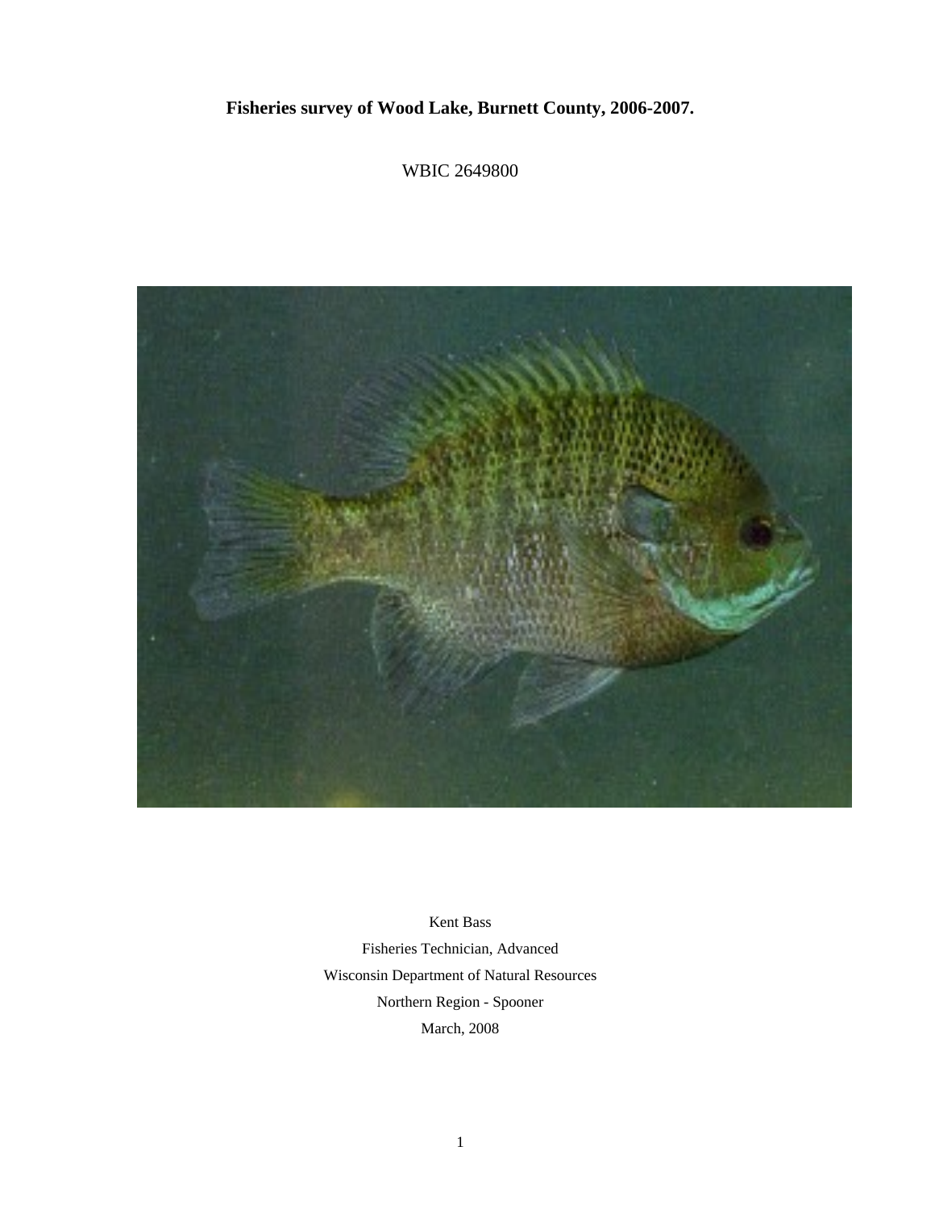# Fisheries survey of Wood Lake, Burnett County, 2006-2007.

WBIC 2649800

Kent Bass

Fisheries Technician, Advanced

Wisconsin Department of Natural Resources

Northern Region - Spooner

March, 2008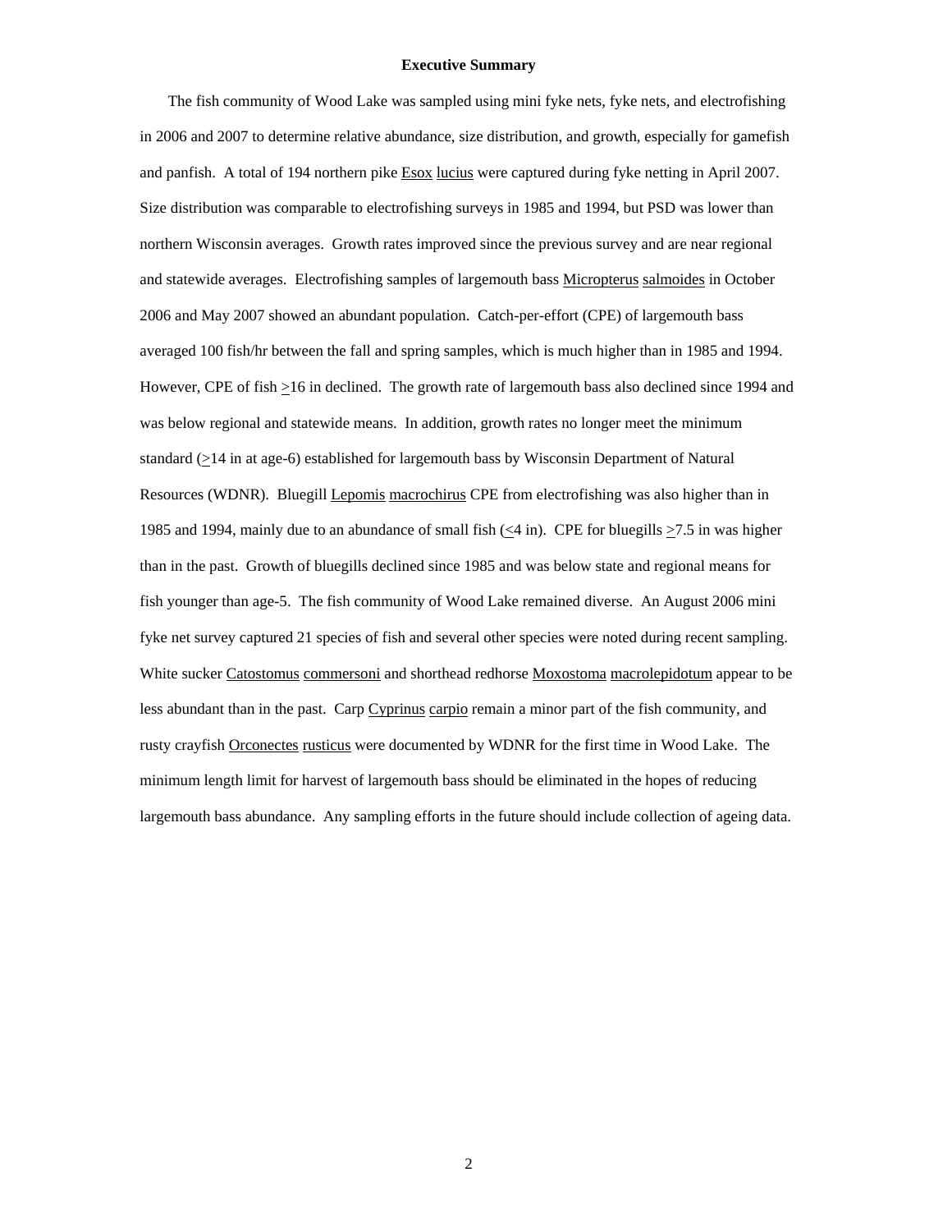**Executive Summary**

The fish community of Wood Lake was sampled using mini fyke nets, fyke nets, and electrofishing in 2006 and 2007 to determine relative abundance, size distribution, and growth, especially for gamefish and panfish. A total of 194 northern pike Esox lucius were captured during fyke netting in April 2007. Size distribution was comparable to electrofishing surveys in 1985 and 1994, but PSD was lower than northern Wisconsin averages. Growth rates improved since the previous survey and are near regional and statewide averages. Electrofishing samples of largemouth bass Micropterus salmoides in October 2006 and May 2007 showed an abundant population. Catch-per-effort (CPE) of largemouth bass averaged 100 fish/hr between the fall and spring samples, which is much higher than in 1985 and 1994. However, CPE of fish ≥16 in declined. The growth rate of largemouth bass also declined since 1994 and was below regional and statewide means. In addition, growth rates no longer meet the minimum standard (≥14 in at age-6) established for largemouth bass by Wisconsin Department of Natural Resources (WDNR). Bluegill Lepomis macrochirus CPE from electrofishing was also higher than in 1985 and 1994, mainly due to an abundance of small fish (≤4 in). CPE for bluegills ≥7.5 in was higher than in the past. Growth of bluegills declined since 1985 and was below state and regional means for fish younger than age-5. The fish community of Wood Lake remained diverse. An August 2006 mini fyke net survey captured 21 species of fish and several other species were noted during recent sampling. White sucker Catostomus commersoni and shorthead redhorse Moxostoma macrolepidotum appear to be less abundant than in the past. Carp Cyprinus carpio remain a minor part of the fish community, and rusty crayfish Orconectes rusticus were documented by WDNR for the first time in Wood Lake. The minimum length limit for harvest of largemouth bass should be eliminated in the hopes of reducing largemouth bass abundance. Any sampling efforts in the future should include collection of ageing data.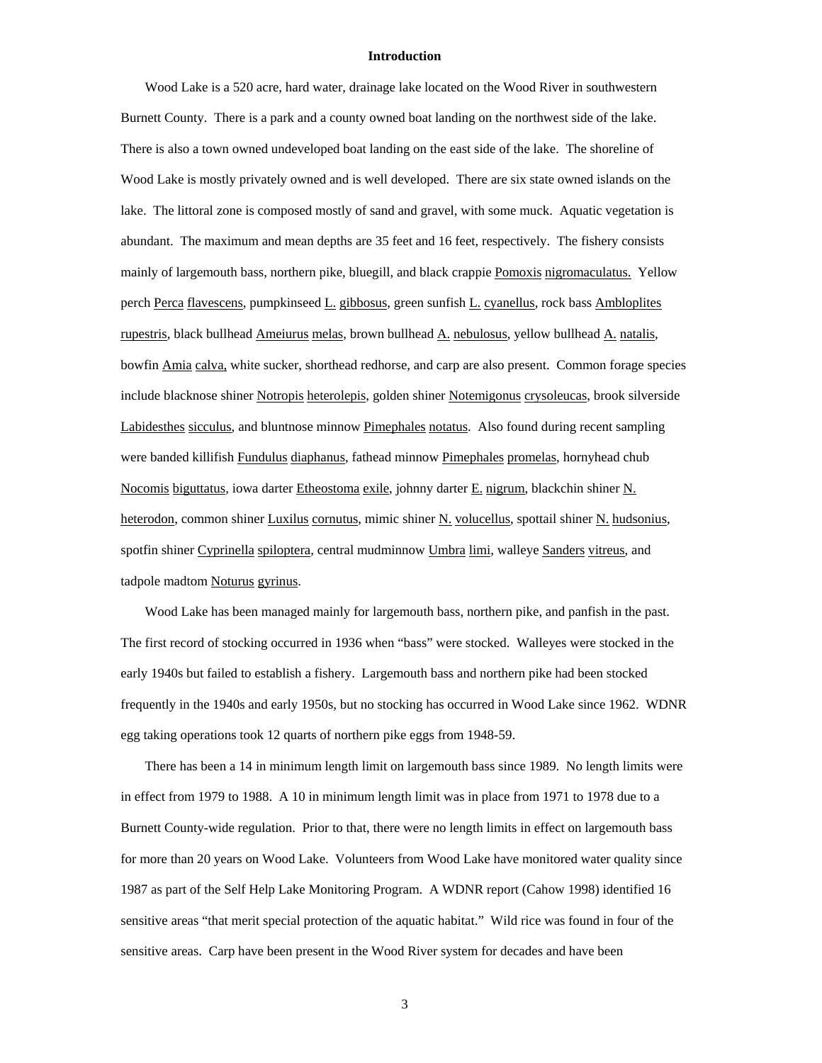**Introduction**

Wood Lake is a 520 acre, hard water, drainage lake located on the Wood River in southwestern Burnett County. There is a park and a county owned boat landing on the northwest side of the lake. There is also a town owned undeveloped boat landing on the east side of the lake. The shoreline of Wood Lake is mostly privately owned and is well developed. There are six state owned islands on the lake. The littoral zone is composed mostly of sand and gravel, with some muck. Aquatic vegetation is abundant. The maximum and mean depths are 35 feet and 16 feet, respectively. The fishery consists mainly of largemouth bass, northern pike, bluegill, and black crappie Pomoxis nigromaculatus. Yellow perch Perca flavescens, pumpkinseed L. gibbosus, green sunfish L. cyanellus, rock bass Ambloplites rupestris, black bullhead Ameiurus melas, brown bullhead A. nebulosus, yellow bullhead A. natalis, bowfin Amia calva, white sucker, shorthead redhorse, and carp are also present. Common forage species include blacknose shiner Notropis heterolepis, golden shiner Notemigonus crysoleucas, brook silverside Labidesthes sicculus, and bluntnose minnow Pimephales notatus. Also found during recent sampling were banded killifish Fundulus diaphanus, fathead minnow Pimephales promelas, hornyhead chub Nocomis biguttatus, iowa darter Etheostoma exile, johnny darter E. nigrum, blackchin shiner N. heterodon, common shiner Luxilus cornutus, mimic shiner N. volucellus, spottail shiner N. hudsonius, spotfin shiner Cyprinella spiloptera, central mudminnow Umbra limi, walleye Sanders vitreus, and tadpole madtom Noturus gyrinus.

Wood Lake has been managed mainly for largemouth bass, northern pike, and panfish in the past. The first record of stocking occurred in 1936 when "bass" were stocked. Walleyes were stocked in the early 1940s but failed to establish a fishery. Largemouth bass and northern pike had been stocked frequently in the 1940s and early 1950s, but no stocking has occurred in Wood Lake since 1962. WDNR egg taking operations took 12 quarts of northern pike eggs from 1948-59.

There has been a 14 in minimum length limit on largemouth bass since 1989. No length limits were in effect from 1979 to 1988. A 10 in minimum length limit was in place from 1971 to 1978 due to a Burnett County-wide regulation. Prior to that, there were no length limits in effect on largemouth bass for more than 20 years on Wood Lake. Volunteers from Wood Lake have monitored water quality since 1987 as part of the Self Help Lake Monitoring Program. A WDNR report (Cahow 1998) identified 16 sensitive areas "that merit special protection of the aquatic habitat." Wild rice was found in four of the sensitive areas. Carp have been present in the Wood River system for decades and have been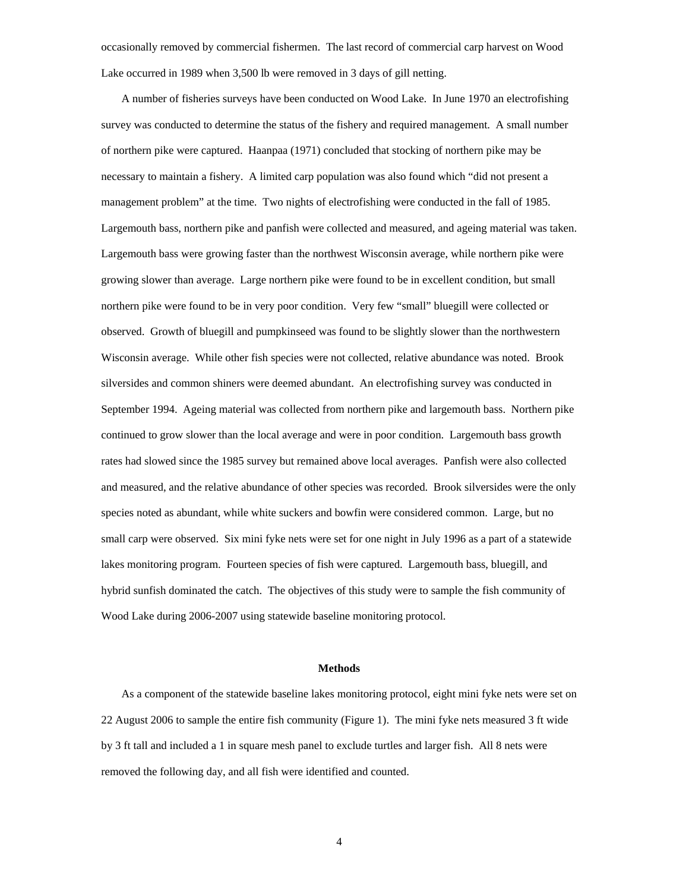occasionally removed by commercial fishermen. The last record of commercial carp harvest on Wood Lake occurred in 1989 when 3,500 lb were removed in 3 days of gill netting.

A number of fisheries surveys have been conducted on Wood Lake. In June 1970 an electrofishing survey was conducted to determine the status of the fishery and required management. A small number of northern pike were captured. Haanpaa (1971) concluded that stocking of northern pike may be necessary to maintain a fishery. A limited carp population was also found which "did not present a management problem" at the time. Two nights of electrofishing were conducted in the fall of 1985. Largemouth bass, northern pike and panfish were collected and measured, and ageing material was taken. Largemouth bass were growing faster than the northwest Wisconsin average, while northern pike were growing slower than average. Large northern pike were found to be in excellent condition, but small northern pike were found to be in very poor condition. Very few "small" bluegill were collected or observed. Growth of bluegill and pumpkinseed was found to be slightly slower than the northwestern Wisconsin average. While other fish species were not collected, relative abundance was noted. Brook silversides and common shiners were deemed abundant. An electrofishing survey was conducted in September 1994. Ageing material was collected from northern pike and largemouth bass. Northern pike continued to grow slower than the local average and were in poor condition. Largemouth bass growth rates had slowed since the 1985 survey but remained above local averages. Panfish were also collected and measured, and the relative abundance of other species was recorded. Brook silversides were the only species noted as abundant, while white suckers and bowfin were considered common. Large, but no small carp were observed. Six mini fyke nets were set for one night in July 1996 as a part of a statewide lakes monitoring program. Fourteen species of fish were captured. Largemouth bass, bluegill, and hybrid sunfish dominated the catch. The objectives of this study were to sample the fish community of Wood Lake during 2006-2007 using statewide baseline monitoring protocol.

## Methods

As a component of the statewide baseline lakes monitoring protocol, eight mini fyke nets were set on 22 August 2006 to sample the entire fish community (Figure 1). The mini fyke nets measured 3 ft wide by 3 ft tall and included a 1 in square mesh panel to exclude turtles and larger fish. All 8 nets were removed the following day, and all fish were identified and counted.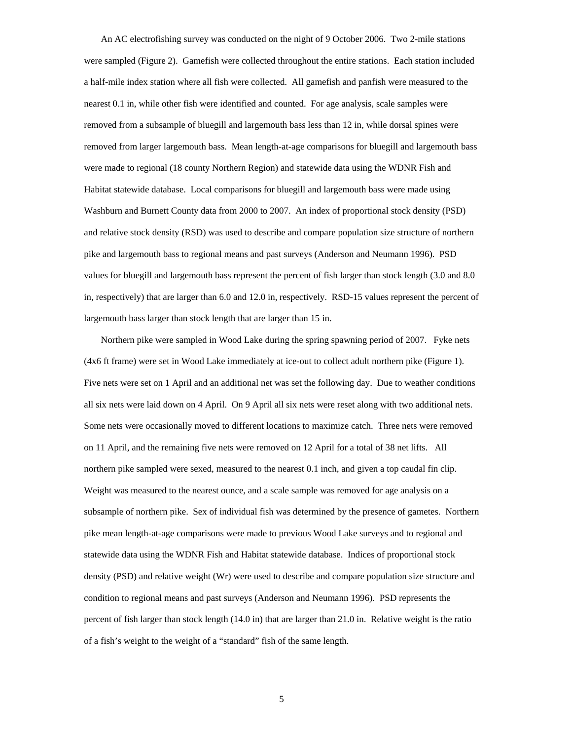An AC electrofishing survey was conducted on the night of 9 October 2006. Two 2-mile stations were sampled (Figure 2). Gamefish were collected throughout the entire stations. Each station included a half-mile index station where all fish were collected. All gamefish and panfish were measured to the nearest 0.1 in, while other fish were identified and counted. For age analysis, scale samples were removed from a subsample of bluegill and largemouth bass less than 12 in, while dorsal spines were removed from larger largemouth bass. Mean length-at-age comparisons for bluegill and largemouth bass were made to regional (18 county Northern Region) and statewide data using the WDNR Fish and Habitat statewide database. Local comparisons for bluegill and largemouth bass were made using Washburn and Burnett County data from 2000 to 2007. An index of proportional stock density (PSD) and relative stock density (RSD) was used to describe and compare population size structure of northern pike and largemouth bass to regional means and past surveys (Anderson and Neumann 1996). PSD values for bluegill and largemouth bass represent the percent of fish larger than stock length (3.0 and 8.0 in, respectively) that are larger than 6.0 and 12.0 in, respectively. RSD-15 values represent the percent of largemouth bass larger than stock length that are larger than 15 in.

Northern pike were sampled in Wood Lake during the spring spawning period of 2007. Fyke nets (4x6 ft frame) were set in Wood Lake immediately at ice-out to collect adult northern pike (Figure 1). Five nets were set on 1 April and an additional net was set the following day. Due to weather conditions all six nets were laid down on 4 April. On 9 April all six nets were reset along with two additional nets. Some nets were occasionally moved to different locations to maximize catch. Three nets were removed on 11 April, and the remaining five nets were removed on 12 April for a total of 38 net lifts. All northern pike sampled were sexed, measured to the nearest 0.1 inch, and given a top caudal fin clip. Weight was measured to the nearest ounce, and a scale sample was removed for age analysis on a subsample of northern pike. Sex of individual fish was determined by the presence of gametes. Northern pike mean length-at-age comparisons were made to previous Wood Lake surveys and to regional and statewide data using the WDNR Fish and Habitat statewide database. Indices of proportional stock density (PSD) and relative weight (Wr) were used to describe and compare population size structure and condition to regional means and past surveys (Anderson and Neumann 1996). PSD represents the percent of fish larger than stock length (14.0 in) that are larger than 21.0 in. Relative weight is the ratio of a fish's weight to the weight of a "standard" fish of the same length.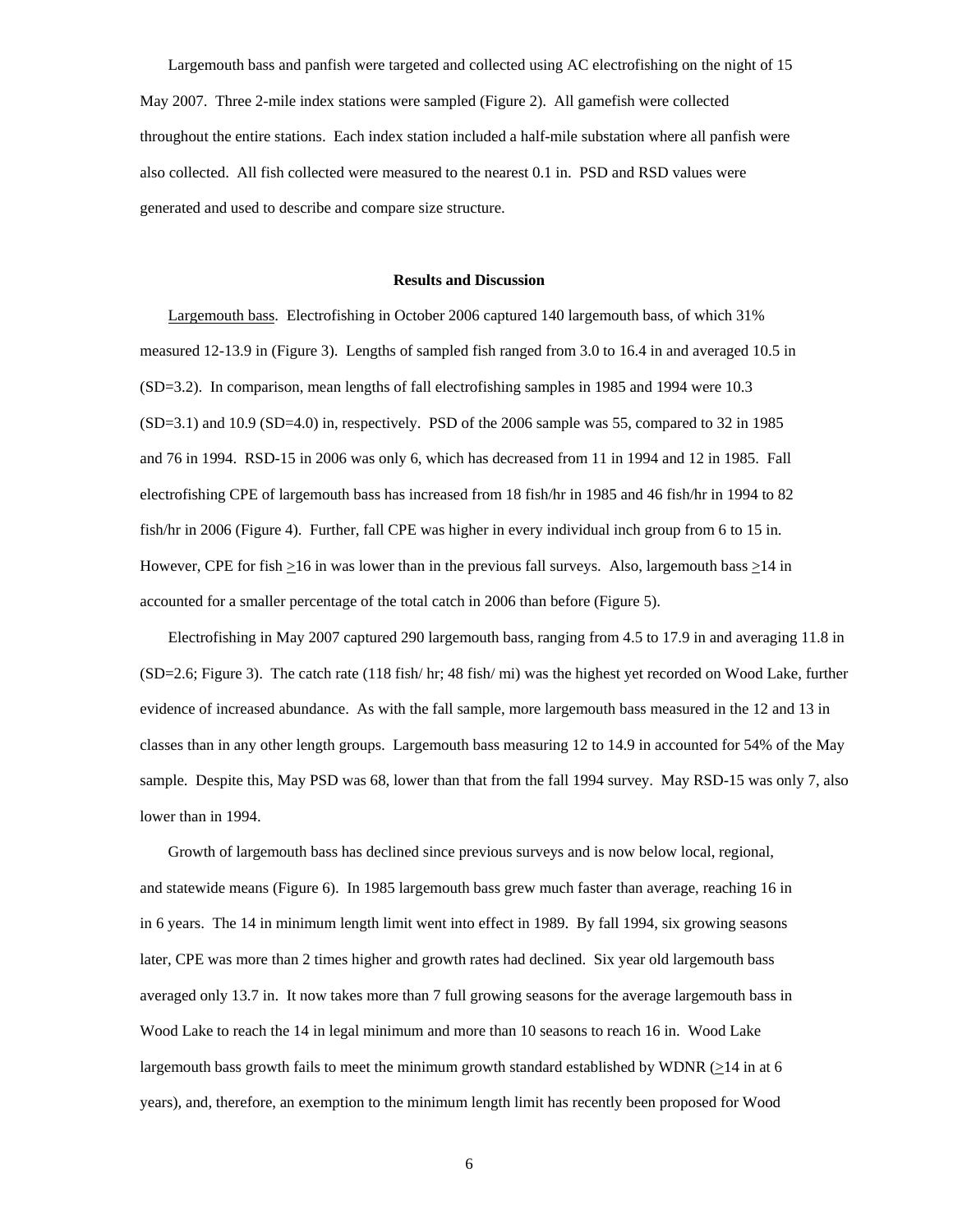Largemouth bass and panfish were targeted and collected using AC electrofishing on the night of 15 May 2007. Three 2-mile index stations were sampled (Figure 2). All gamefish were collected throughout the entire stations. Each index station included a half-mile substation where all panfish were also collected. All fish collected were measured to the nearest 0.1 in. PSD and RSD values were generated and used to describe and compare size structure.

## Results and Discussion

Largemouth bass. Electrofishing in October 2006 captured 140 largemouth bass, of which 31% measured 12-13.9 in (Figure 3). Lengths of sampled fish ranged from 3.0 to 16.4 in and averaged 10.5 in (SD=3.2). In comparison, mean lengths of fall electrofishing samples in 1985 and 1994 were 10.3 (SD=3.1) and 10.9 (SD=4.0) in, respectively. PSD of the 2006 sample was 55, compared to 32 in 1985 and 76 in 1994. RSD-15 in 2006 was only 6, which has decreased from 11 in 1994 and 12 in 1985. Fall electrofishing CPE of largemouth bass has increased from 18 fish/hr in 1985 and 46 fish/hr in 1994 to 82 fish/hr in 2006 (Figure 4). Further, fall CPE was higher in every individual inch group from 6 to 15 in. However, CPE for fish ≥16 in was lower than in the previous fall surveys. Also, largemouth bass ≥14 in accounted for a smaller percentage of the total catch in 2006 than before (Figure 5).

Electrofishing in May 2007 captured 290 largemouth bass, ranging from 4.5 to 17.9 in and averaging 11.8 in (SD=2.6; Figure 3). The catch rate (118 fish/ hr; 48 fish/ mi) was the highest yet recorded on Wood Lake, further evidence of increased abundance. As with the fall sample, more largemouth bass measured in the 12 and 13 in classes than in any other length groups. Largemouth bass measuring 12 to 14.9 in accounted for 54% of the May sample. Despite this, May PSD was 68, lower than that from the fall 1994 survey. May RSD-15 was only 7, also lower than in 1994.

Growth of largemouth bass has declined since previous surveys and is now below local, regional, and statewide means (Figure 6). In 1985 largemouth bass grew much faster than average, reaching 16 in in 6 years. The 14 in minimum length limit went into effect in 1989. By fall 1994, six growing seasons later, CPE was more than 2 times higher and growth rates had declined. Six year old largemouth bass averaged only 13.7 in. It now takes more than 7 full growing seasons for the average largemouth bass in Wood Lake to reach the 14 in legal minimum and more than 10 seasons to reach 16 in. Wood Lake largemouth bass growth fails to meet the minimum growth standard established by WDNR (≥14 in at 6 years), and, therefore, an exemption to the minimum length limit has recently been proposed for Wood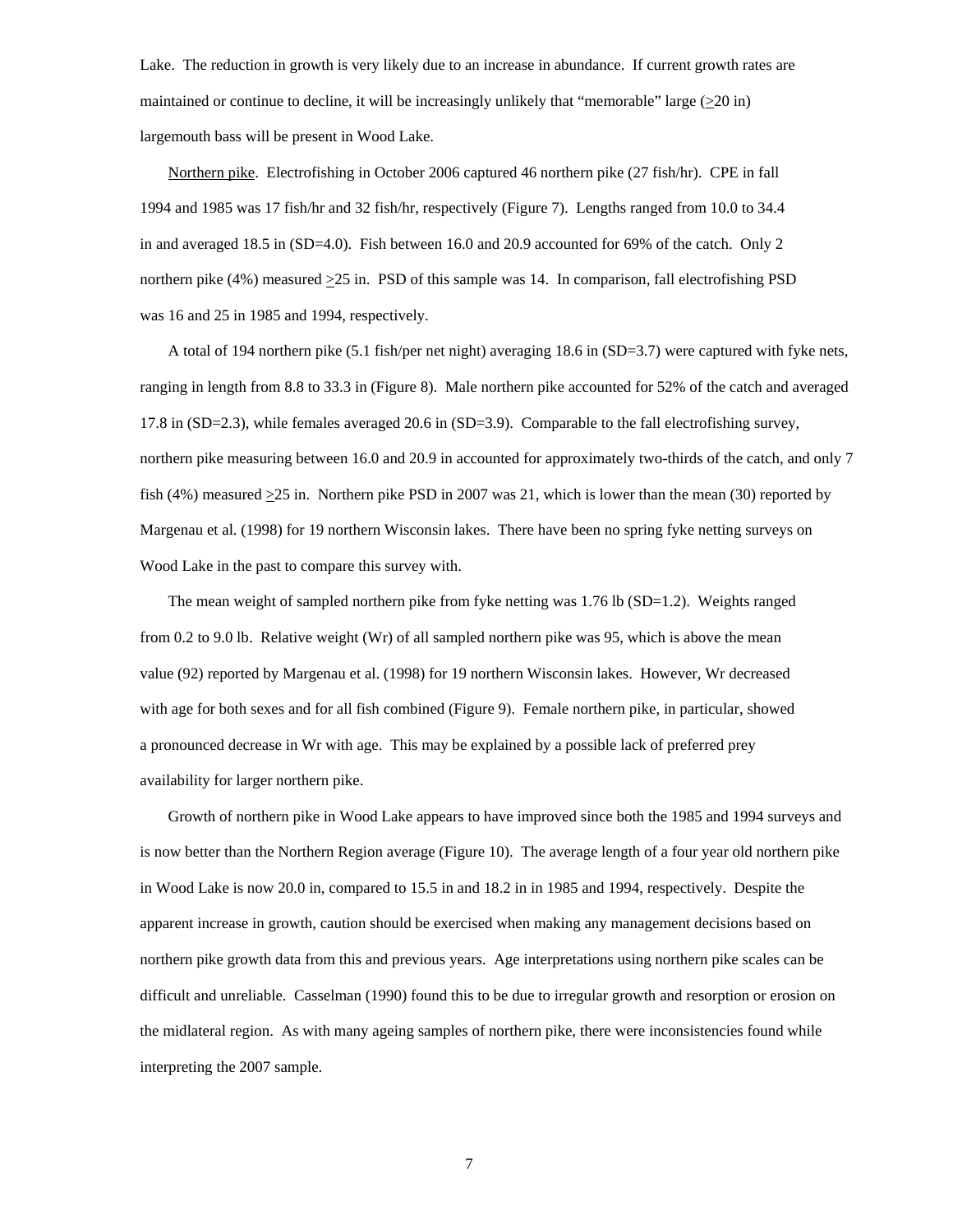Lake. The reduction in growth is very likely due to an increase in abundance. If current growth rates are maintained or continue to decline, it will be increasingly unlikely that "memorable" large (≥20 in) largemouth bass will be present in Wood Lake.

<u>Northern pike</u>. Electrofishing in October 2006 captured 46 northern pike (27 fish/hr). CPE in fall 1994 and 1985 was 17 fish/hr and 32 fish/hr, respectively (Figure 7). Lengths ranged from 10.0 to 34.4 in and averaged 18.5 in (SD=4.0). Fish between 16.0 and 20.9 accounted for 69% of the catch. Only 2 northern pike (4%) measured ≥25 in. PSD of this sample was 14. In comparison, fall electrofishing PSD was 16 and 25 in 1985 and 1994, respectively.

A total of 194 northern pike (5.1 fish/per net night) averaging 18.6 in (SD=3.7) were captured with fyke nets, ranging in length from 8.8 to 33.3 in (Figure 8). Male northern pike accounted for 52% of the catch and averaged 17.8 in (SD=2.3), while females averaged 20.6 in (SD=3.9). Comparable to the fall electrofishing survey, northern pike measuring between 16.0 and 20.9 in accounted for approximately two-thirds of the catch, and only 7 fish (4%) measured ≥25 in. Northern pike PSD in 2007 was 21, which is lower than the mean (30) reported by Margenau et al. (1998) for 19 northern Wisconsin lakes. There have been no spring fyke netting surveys on Wood Lake in the past to compare this survey with.

The mean weight of sampled northern pike from fyke netting was 1.76 lb (SD=1.2). Weights ranged from 0.2 to 9.0 lb. Relative weight (Wr) of all sampled northern pike was 95, which is above the mean value (92) reported by Margenau et al. (1998) for 19 northern Wisconsin lakes. However, Wr decreased with age for both sexes and for all fish combined (Figure 9). Female northern pike, in particular, showed a pronounced decrease in Wr with age. This may be explained by a possible lack of preferred prey availability for larger northern pike.

Growth of northern pike in Wood Lake appears to have improved since both the 1985 and 1994 surveys and is now better than the Northern Region average (Figure 10). The average length of a four year old northern pike in Wood Lake is now 20.0 in, compared to 15.5 in and 18.2 in in 1985 and 1994, respectively. Despite the apparent increase in growth, caution should be exercised when making any management decisions based on northern pike growth data from this and previous years. Age interpretations using northern pike scales can be difficult and unreliable. Casselman (1990) found this to be due to irregular growth and resorption or erosion on the midlateral region. As with many ageing samples of northern pike, there were inconsistencies found while interpreting the 2007 sample.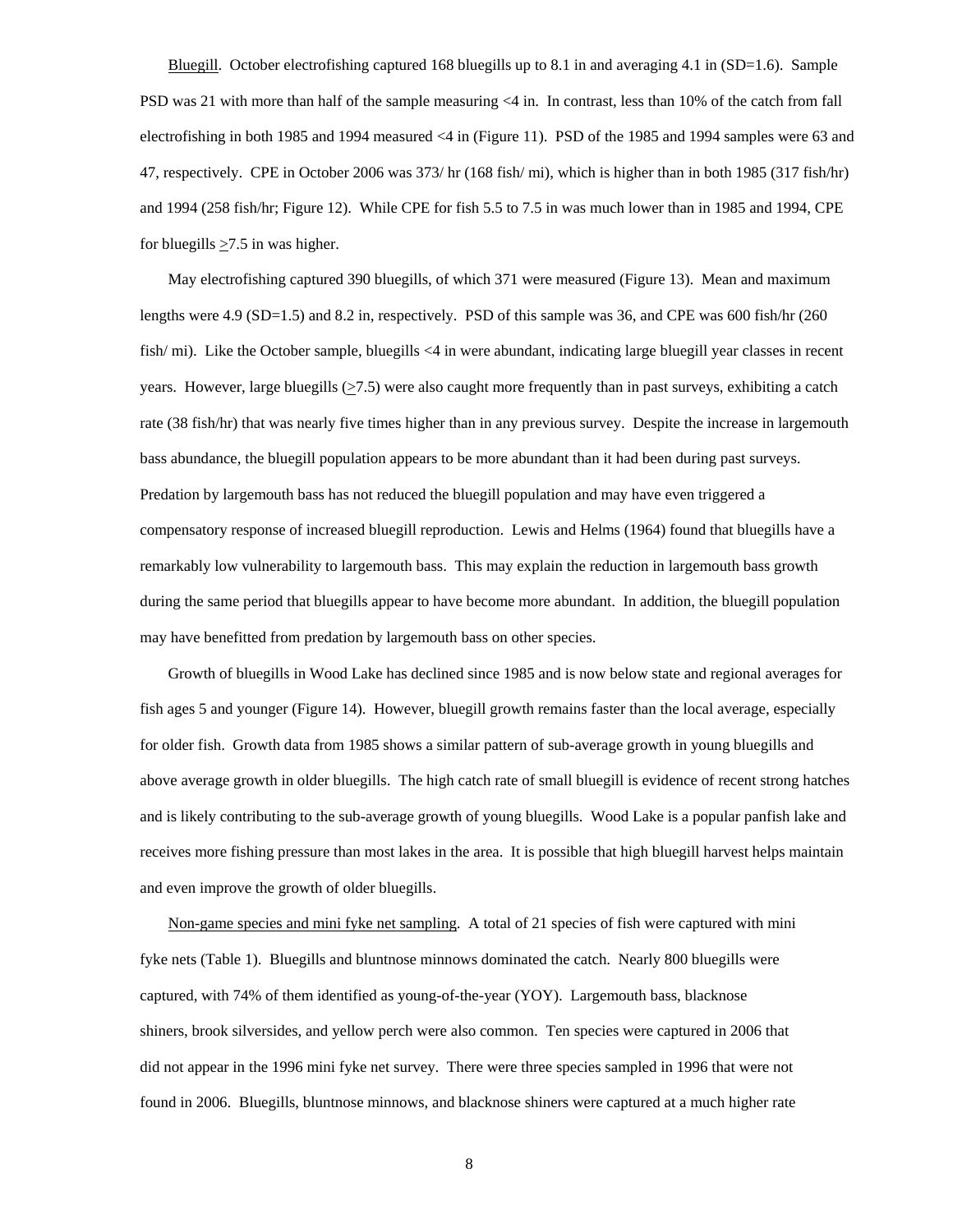Bluegill. October electrofishing captured 168 bluegills up to 8.1 in and averaging 4.1 in (SD=1.6). Sample PSD was 21 with more than half of the sample measuring <4 in. In contrast, less than 10% of the catch from fall electrofishing in both 1985 and 1994 measured <4 in (Figure 11). PSD of the 1985 and 1994 samples were 63 and 47, respectively. CPE in October 2006 was 373/ hr (168 fish/ mi), which is higher than in both 1985 (317 fish/hr) and 1994 (258 fish/hr; Figure 12). While CPE for fish 5.5 to 7.5 in was much lower than in 1985 and 1994, CPE for bluegills ≥7.5 in was higher.

May electrofishing captured 390 bluegills, of which 371 were measured (Figure 13). Mean and maximum lengths were 4.9 (SD=1.5) and 8.2 in, respectively. PSD of this sample was 36, and CPE was 600 fish/hr (260 fish/ mi). Like the October sample, bluegills <4 in were abundant, indicating large bluegill year classes in recent years. However, large bluegills (≥7.5) were also caught more frequently than in past surveys, exhibiting a catch rate (38 fish/hr) that was nearly five times higher than in any previous survey. Despite the increase in largemouth bass abundance, the bluegill population appears to be more abundant than it had been during past surveys. Predation by largemouth bass has not reduced the bluegill population and may have even triggered a compensatory response of increased bluegill reproduction. Lewis and Helms (1964) found that bluegills have a remarkably low vulnerability to largemouth bass. This may explain the reduction in largemouth bass growth during the same period that bluegills appear to have become more abundant. In addition, the bluegill population may have benefitted from predation by largemouth bass on other species.

Growth of bluegills in Wood Lake has declined since 1985 and is now below state and regional averages for fish ages 5 and younger (Figure 14). However, bluegill growth remains faster than the local average, especially for older fish. Growth data from 1985 shows a similar pattern of sub-average growth in young bluegills and above average growth in older bluegills. The high catch rate of small bluegill is evidence of recent strong hatches and is likely contributing to the sub-average growth of young bluegills. Wood Lake is a popular panfish lake and receives more fishing pressure than most lakes in the area. It is possible that high bluegill harvest helps maintain and even improve the growth of older bluegills.

Non-game species and mini fyke net sampling. A total of 21 species of fish were captured with mini fyke nets (Table 1). Bluegills and bluntnose minnows dominated the catch. Nearly 800 bluegills were captured, with 74% of them identified as young-of-the-year (YOY). Largemouth bass, blacknose shiners, brook silversides, and yellow perch were also common. Ten species were captured in 2006 that did not appear in the 1996 mini fyke net survey. There were three species sampled in 1996 that were not found in 2006. Bluegills, bluntnose minnows, and blacknose shiners were captured at a much higher rate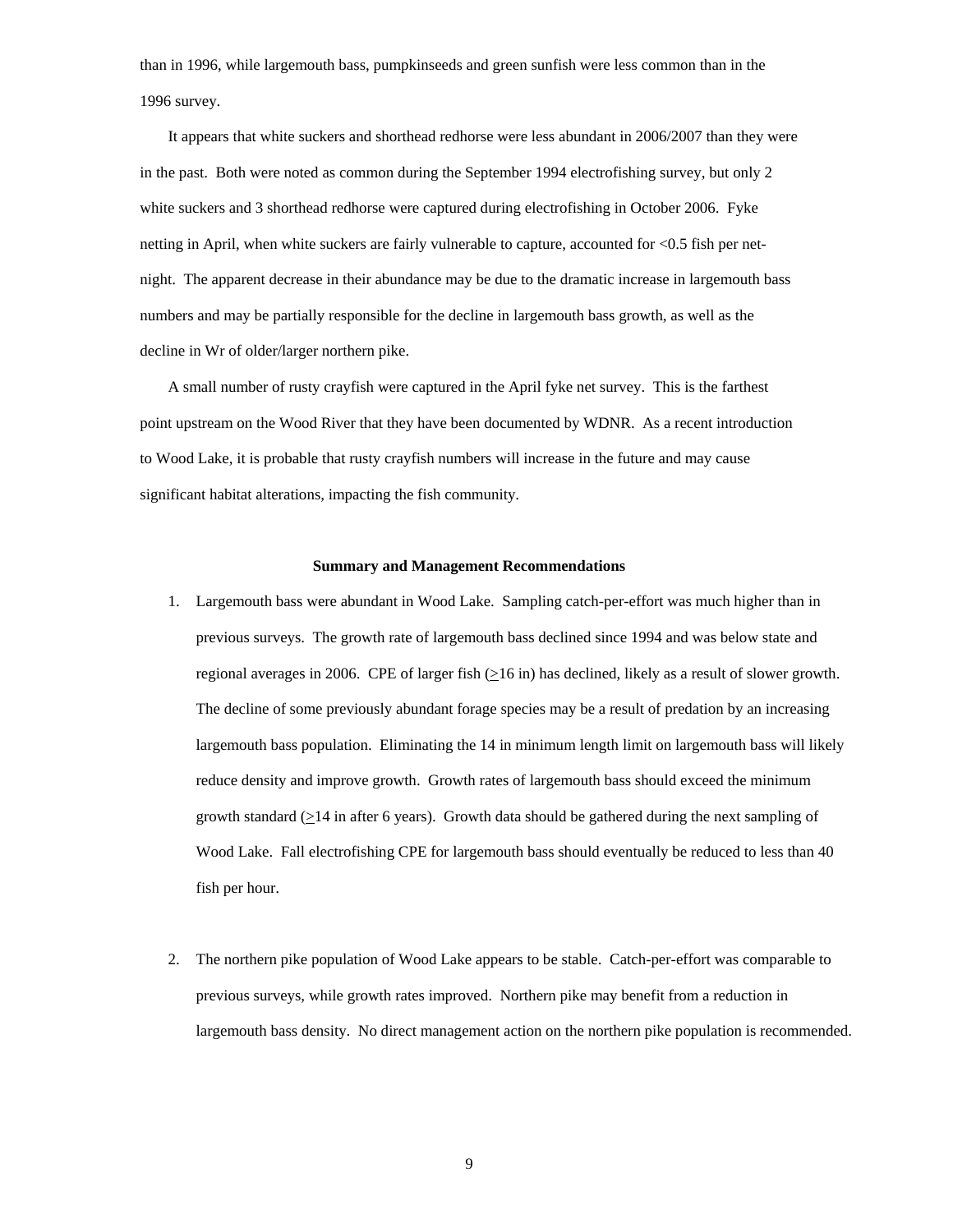than in 1996, while largemouth bass, pumpkinseeds and green sunfish were less common than in the 1996 survey.

It appears that white suckers and shorthead redhorse were less abundant in 2006/2007 than they were in the past. Both were noted as common during the September 1994 electrofishing survey, but only 2 white suckers and 3 shorthead redhorse were captured during electrofishing in October 2006. Fyke netting in April, when white suckers are fairly vulnerable to capture, accounted for <0.5 fish per net-night. The apparent decrease in their abundance may be due to the dramatic increase in largemouth bass numbers and may be partially responsible for the decline in largemouth bass growth, as well as the decline in Wr of older/larger northern pike.

A small number of rusty crayfish were captured in the April fyke net survey. This is the farthest point upstream on the Wood River that they have been documented by WDNR. As a recent introduction to Wood Lake, it is probable that rusty crayfish numbers will increase in the future and may cause significant habitat alterations, impacting the fish community.

**Summary and Management Recommendations**

1. Largemouth bass were abundant in Wood Lake. Sampling catch-per-effort was much higher than in previous surveys. The growth rate of largemouth bass declined since 1994 and was below state and regional averages in 2006. CPE of larger fish (≥16 in) has declined, likely as a result of slower growth. The decline of some previously abundant forage species may be a result of predation by an increasing largemouth bass population. Eliminating the 14 in minimum length limit on largemouth bass will likely reduce density and improve growth. Growth rates of largemouth bass should exceed the minimum growth standard (≥14 in after 6 years). Growth data should be gathered during the next sampling of Wood Lake. Fall electrofishing CPE for largemouth bass should eventually be reduced to less than 40 fish per hour.

2. The northern pike population of Wood Lake appears to be stable. Catch-per-effort was comparable to previous surveys, while growth rates improved. Northern pike may benefit from a reduction in largemouth bass density. No direct management action on the northern pike population is recommended.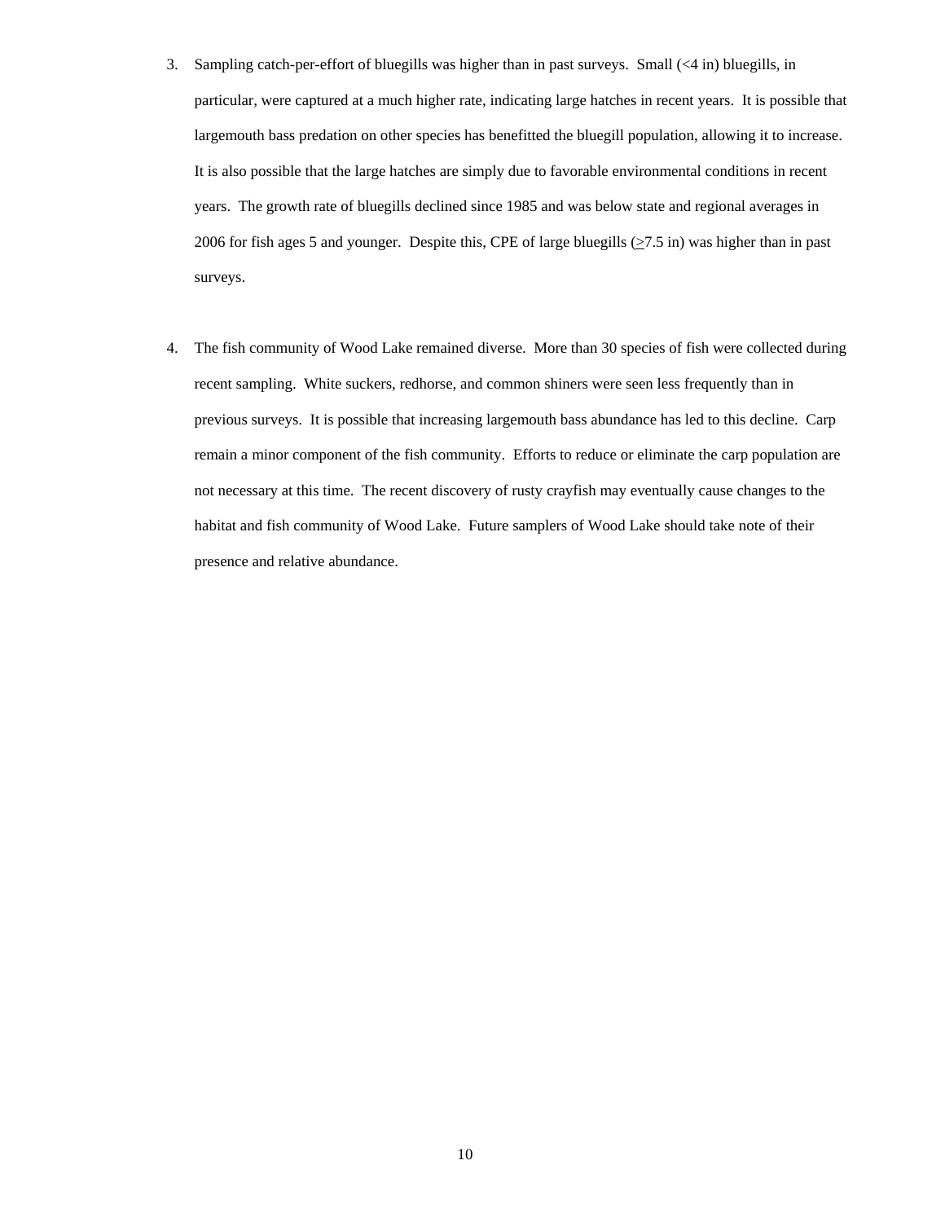3. Sampling catch-per-effort of bluegills was higher than in past surveys. Small (<4 in) bluegills, in particular, were captured at a much higher rate, indicating large hatches in recent years. It is possible that largemouth bass predation on other species has benefitted the bluegill population, allowing it to increase. It is also possible that the large hatches are simply due to favorable environmental conditions in recent years. The growth rate of bluegills declined since 1985 and was below state and regional averages in 2006 for fish ages 5 and younger. Despite this, CPE of large bluegills (≥7.5 in) was higher than in past surveys.

4. The fish community of Wood Lake remained diverse. More than 30 species of fish were collected during recent sampling. White suckers, redhorse, and common shiners were seen less frequently than in previous surveys. It is possible that increasing largemouth bass abundance has led to this decline. Carp remain a minor component of the fish community. Efforts to reduce or eliminate the carp population are not necessary at this time. The recent discovery of rusty crayfish may eventually cause changes to the habitat and fish community of Wood Lake. Future samplers of Wood Lake should take note of their presence and relative abundance.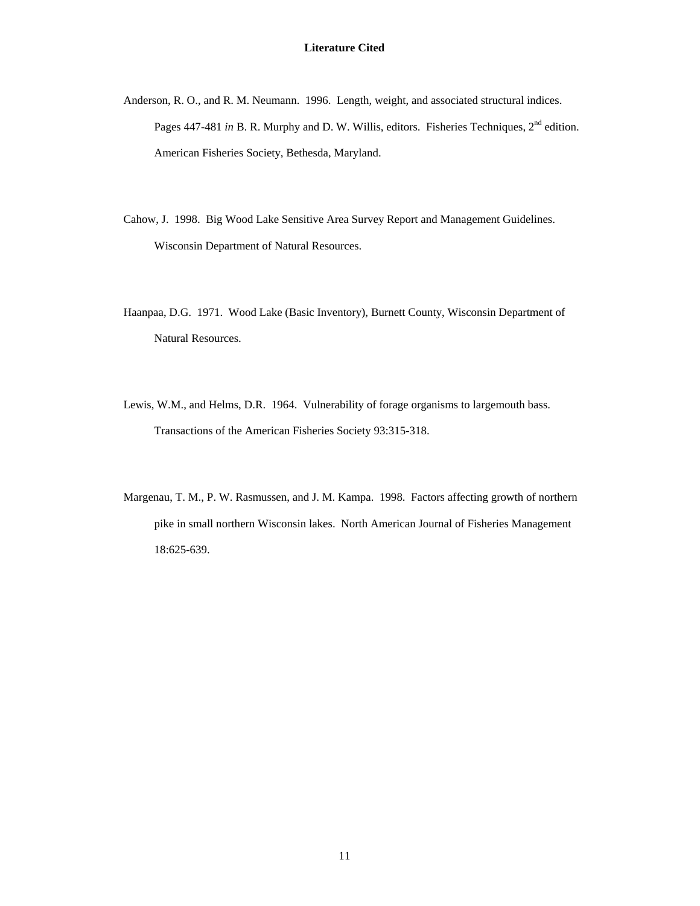# Literature Cited

Anderson, R. O., and R. M. Neumann. 1996. Length, weight, and associated structural indices. Pages 447-481 *in* B. R. Murphy and D. W. Willis, editors. Fisheries Techniques, 2nd edition. American Fisheries Society, Bethesda, Maryland.

Cahow, J. 1998. Big Wood Lake Sensitive Area Survey Report and Management Guidelines. Wisconsin Department of Natural Resources.

Haanpaa, D.G. 1971. Wood Lake (Basic Inventory), Burnett County, Wisconsin Department of Natural Resources.

Lewis, W.M., and Helms, D.R. 1964. Vulnerability of forage organisms to largemouth bass. Transactions of the American Fisheries Society 93:315-318.

Margenau, T. M., P. W. Rasmussen, and J. M. Kampa. 1998. Factors affecting growth of northern pike in small northern Wisconsin lakes. North American Journal of Fisheries Management 18:625-639.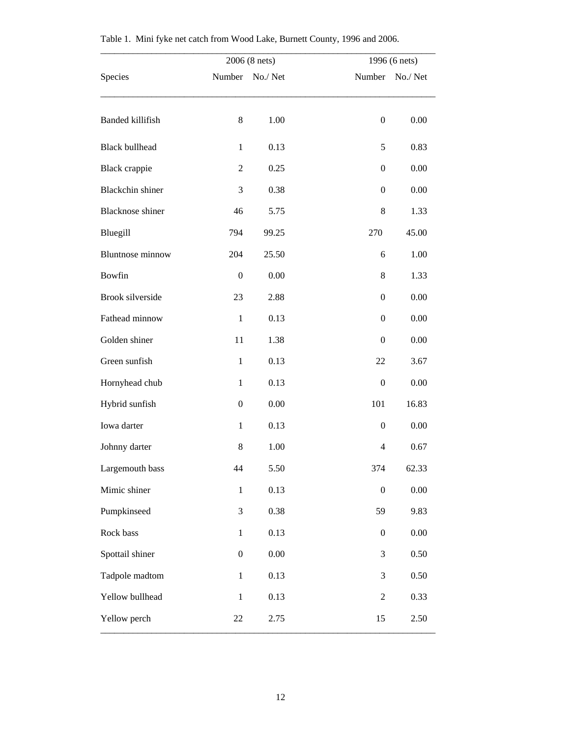Table 1. Mini fyke net catch from Wood Lake, Burnett County, 1996 and 2006.

| | 2006 (8 nets) | | 1996 (6 nets) | |
|---|---|---|---|---|
| Species | Number | No./ Net | Number | No./ Net |
| Banded killifish | 8 | 1.00 | 0 | 0.00 |
| Black bullhead | 1 | 0.13 | 5 | 0.83 |
| Black crappie | 2 | 0.25 | 0 | 0.00 |
| Blackchin shiner | 3 | 0.38 | 0 | 0.00 |
| Blacknose shiner | 46 | 5.75 | 8 | 1.33 |
| Bluegill | 794 | 99.25 | 270 | 45.00 |
| Bluntnose minnow | 204 | 25.50 | 6 | 1.00 |
| Bowfin | 0 | 0.00 | 8 | 1.33 |
| Brook silverside | 23 | 2.88 | 0 | 0.00 |
| Fathead minnow | 1 | 0.13 | 0 | 0.00 |
| Golden shiner | 11 | 1.38 | 0 | 0.00 |
| Green sunfish | 1 | 0.13 | 22 | 3.67 |
| Hornyhead chub | 1 | 0.13 | 0 | 0.00 |
| Hybrid sunfish | 0 | 0.00 | 101 | 16.83 |
| Iowa darter | 1 | 0.13 | 0 | 0.00 |
| Johnny darter | 8 | 1.00 | 4 | 0.67 |
| Largemouth bass | 44 | 5.50 | 374 | 62.33 |
| Mimic shiner | 1 | 0.13 | 0 | 0.00 |
| Pumpkinseed | 3 | 0.38 | 59 | 9.83 |
| Rock bass | 1 | 0.13 | 0 | 0.00 |
| Spottail shiner | 0 | 0.00 | 3 | 0.50 |
| Tadpole madtom | 1 | 0.13 | 3 | 0.50 |
| Yellow bullhead | 1 | 0.13 | 2 | 0.33 |
| Yellow perch | 22 | 2.75 | 15 | 2.50 |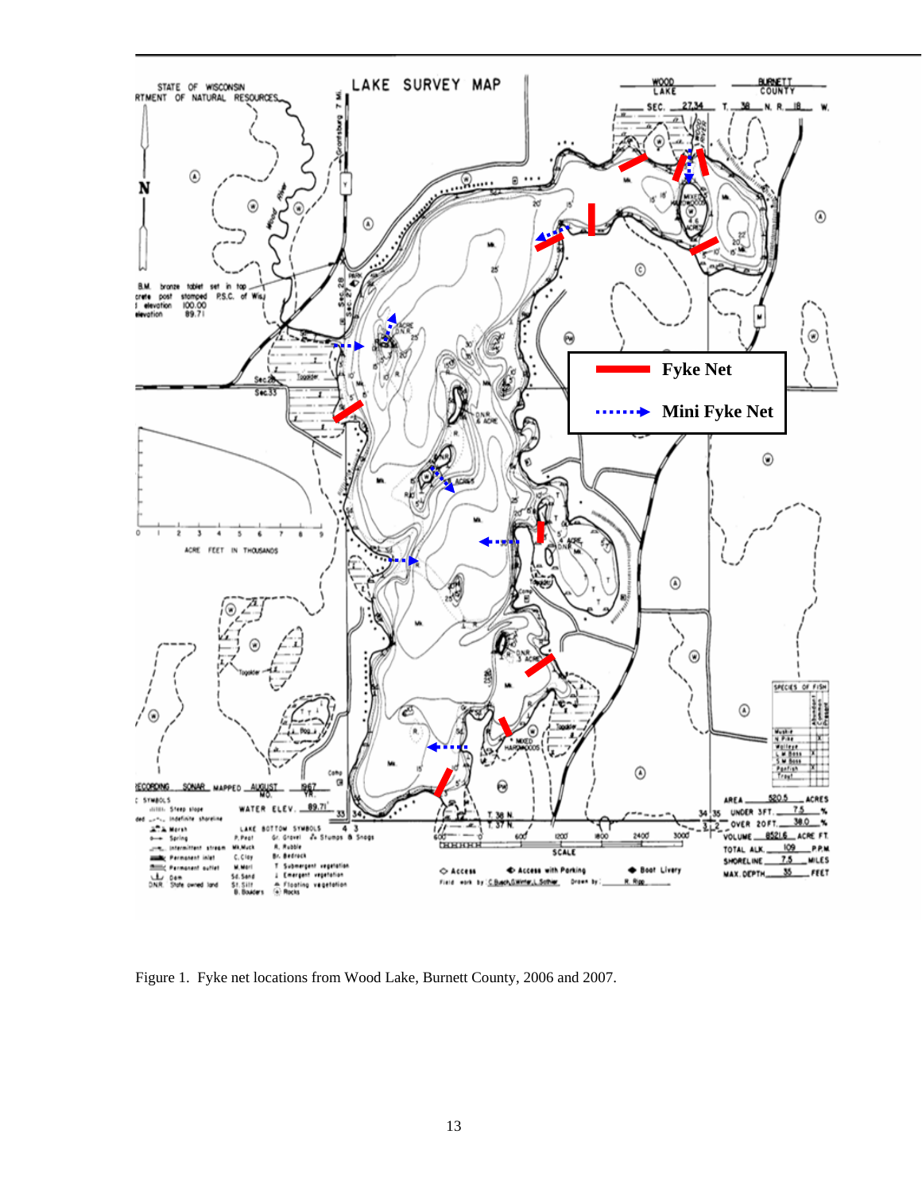Figure 1. Fyke net locations from Wood Lake, Burnett County, 2006 and 2007.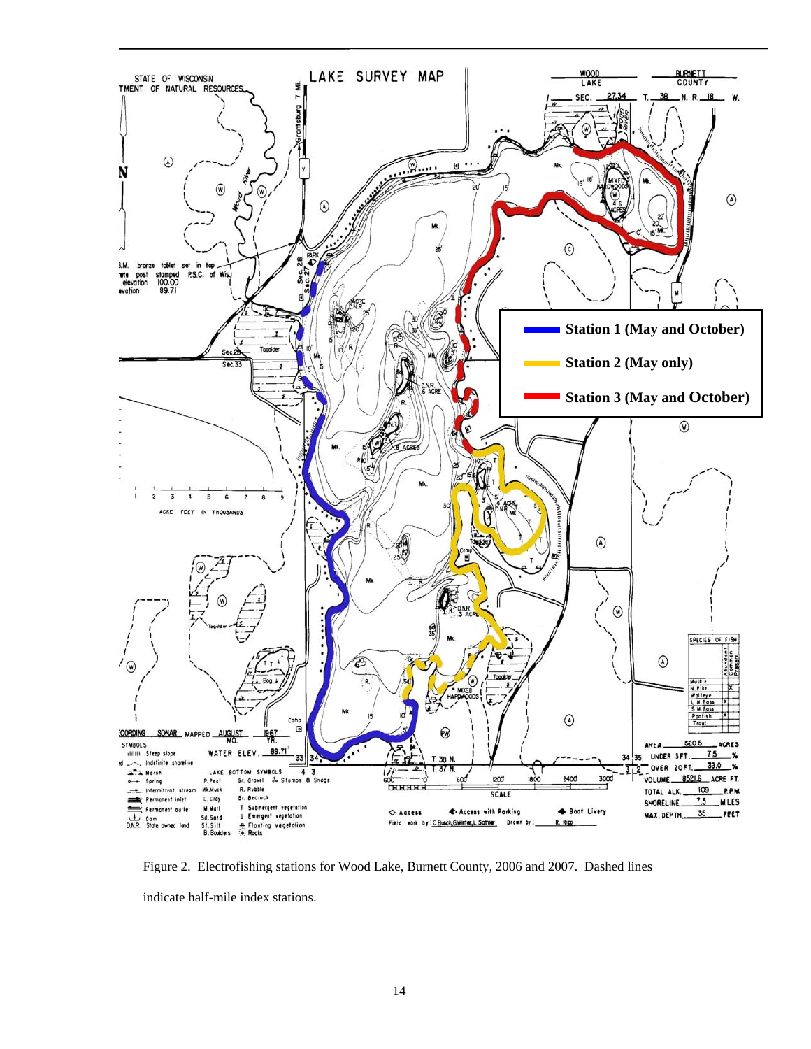Figure 2. Electrofishing stations for Wood Lake, Burnett County, 2006 and 2007. Dashed lines indicate half-mile index stations.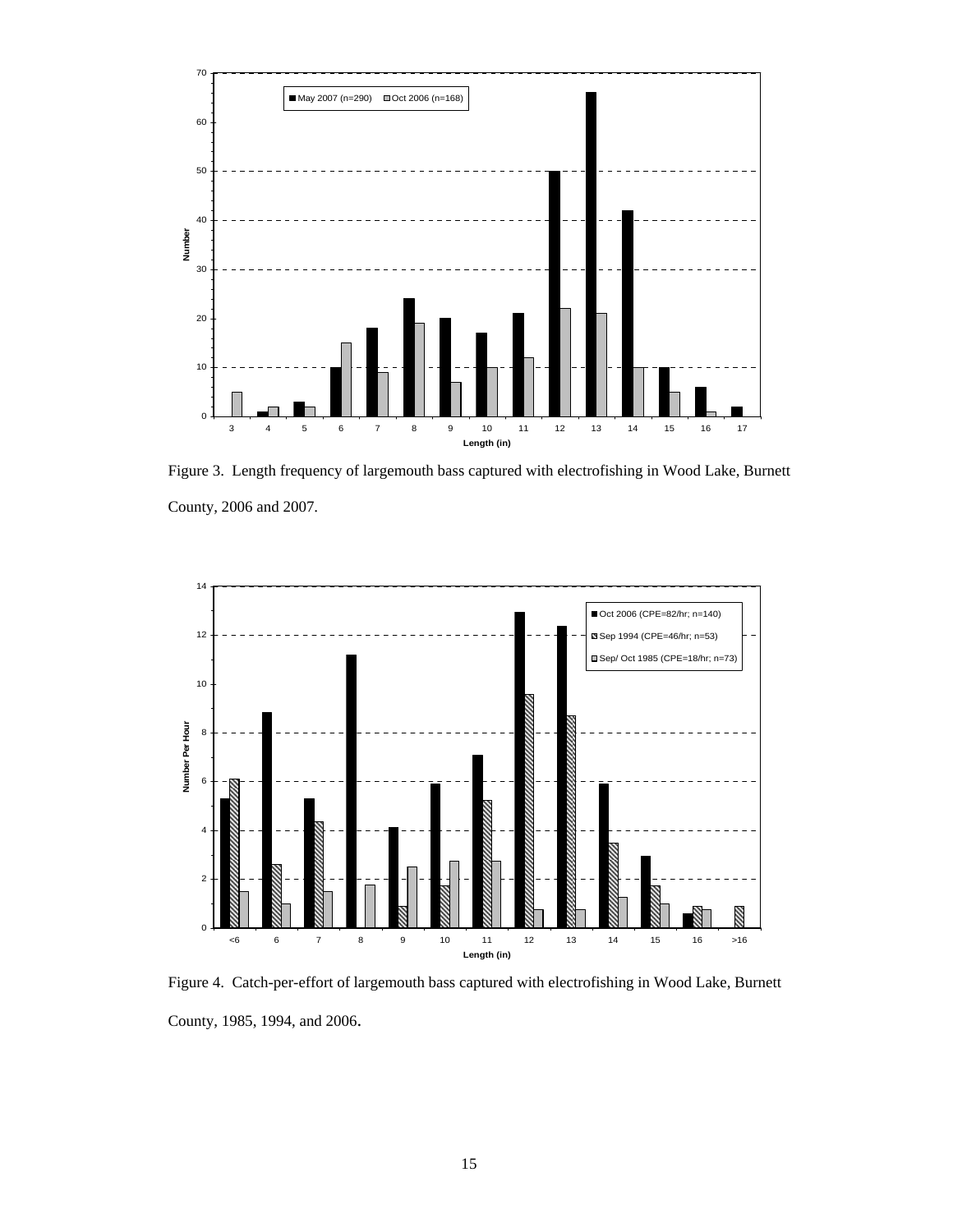Figure 3. Length frequency of largemouth bass captured with electrofishing in Wood Lake, Burnett County, 2006 and 2007.

Figure 4. Catch-per-effort of largemouth bass captured with electrofishing in Wood Lake, Burnett County, 1985, 1994, and 2006.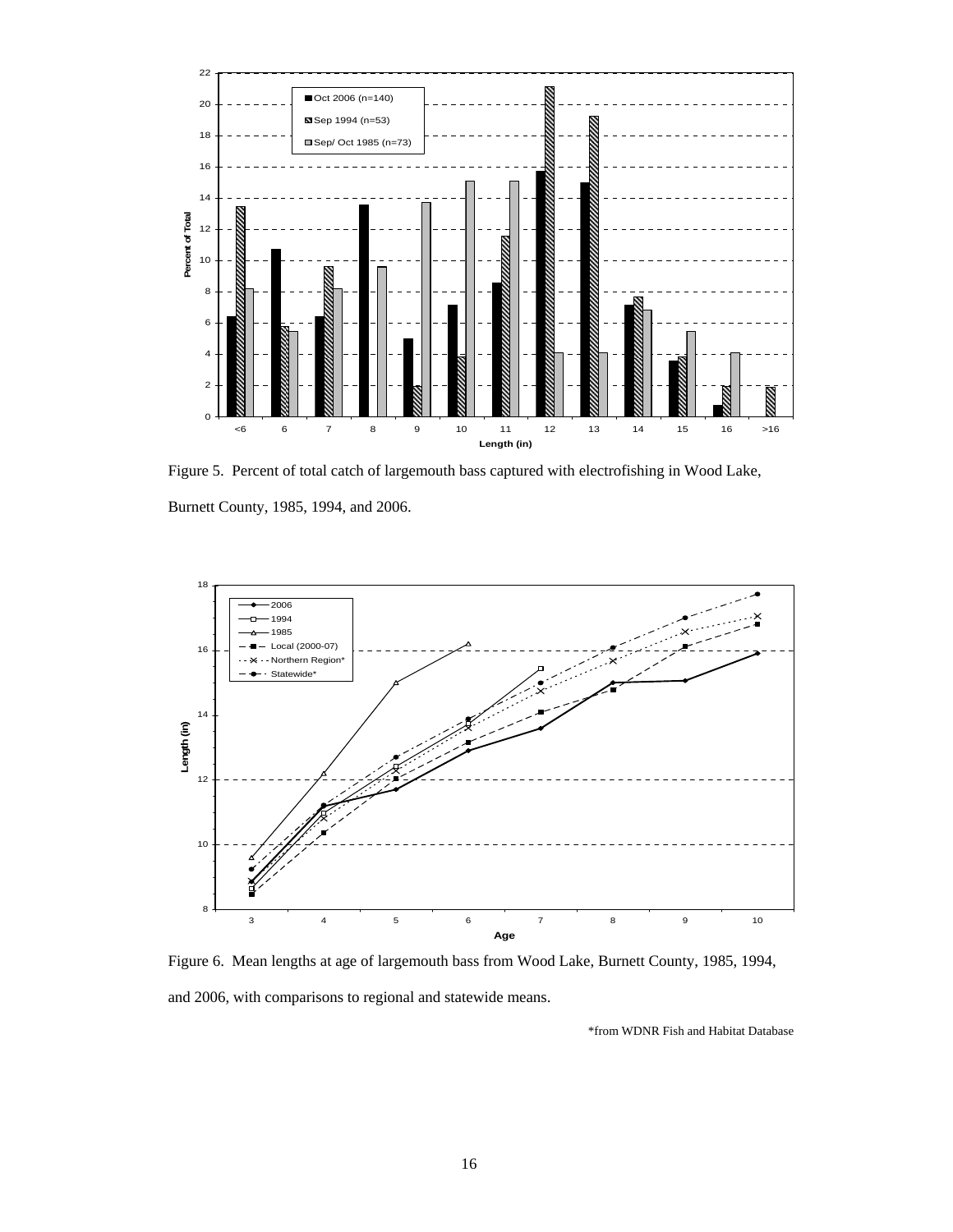Figure 5. Percent of total catch of largemouth bass captured with electrofishing in Wood Lake, Burnett County, 1985, 1994, and 2006.

Figure 6. Mean lengths at age of largemouth bass from Wood Lake, Burnett County, 1985, 1994, and 2006, with comparisons to regional and statewide means.

*from WDNR Fish and Habitat Database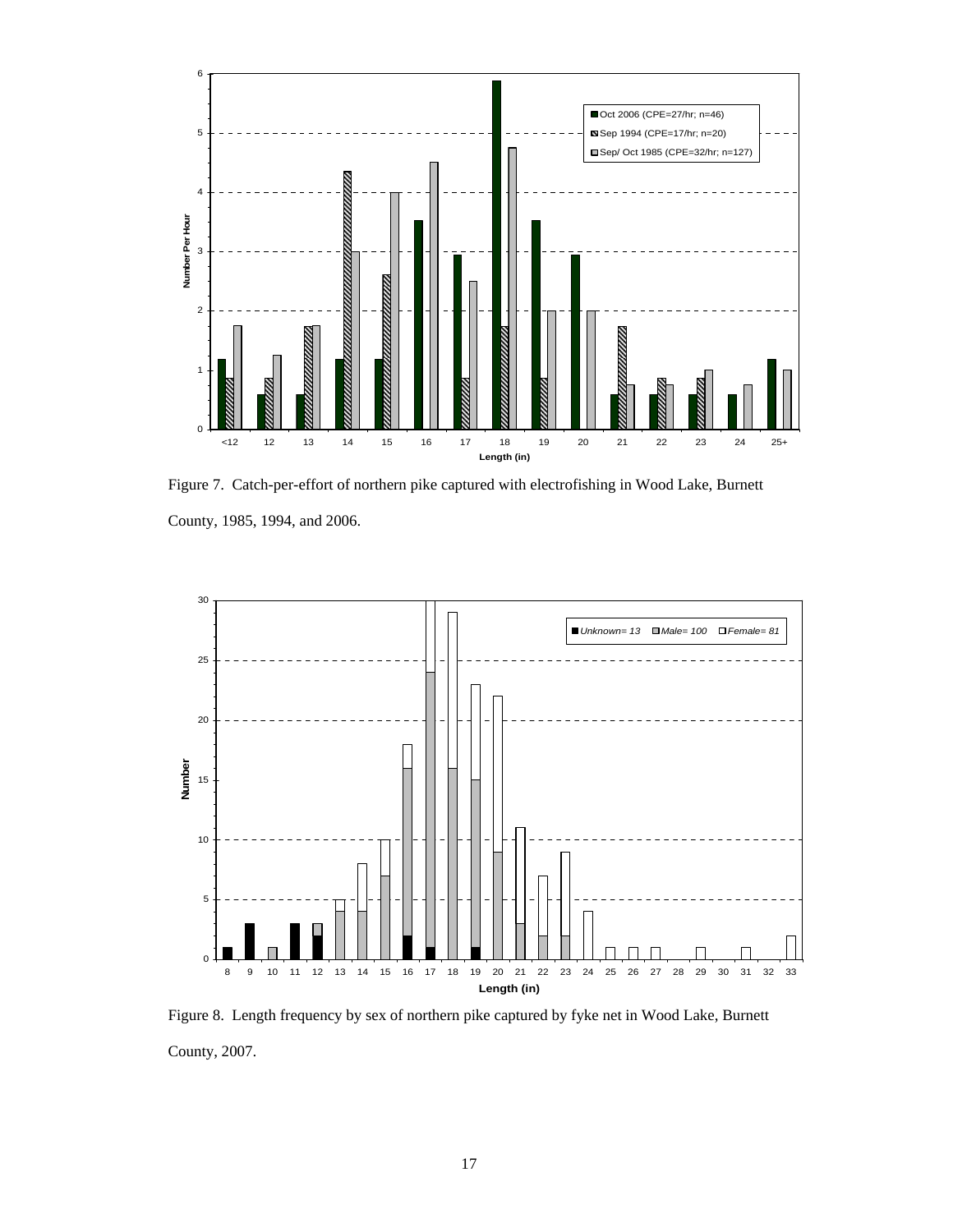Figure 7. Catch-per-effort of northern pike captured with electrofishing in Wood Lake, Burnett County, 1985, 1994, and 2006.

Figure 8. Length frequency by sex of northern pike captured by fyke net in Wood Lake, Burnett County, 2007.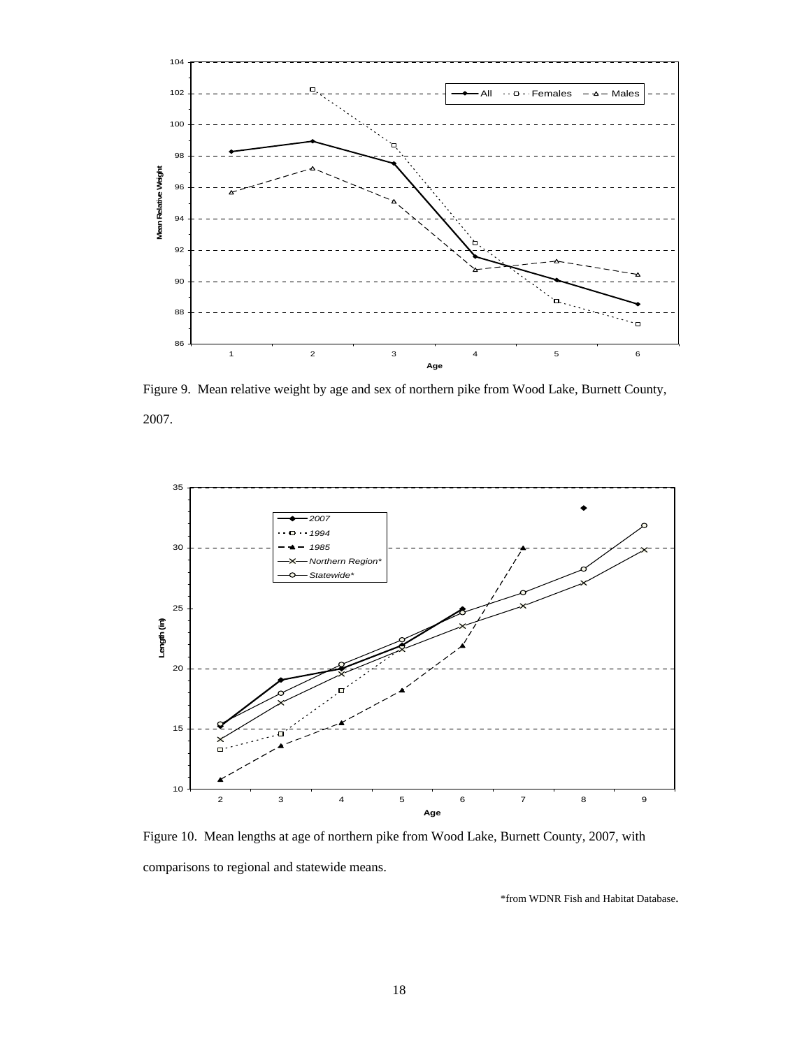Figure 9. Mean relative weight by age and sex of northern pike from Wood Lake, Burnett County, 2007.

Figure 10. Mean lengths at age of northern pike from Wood Lake, Burnett County, 2007, with comparisons to regional and statewide means.

*from WDNR Fish and Habitat Database.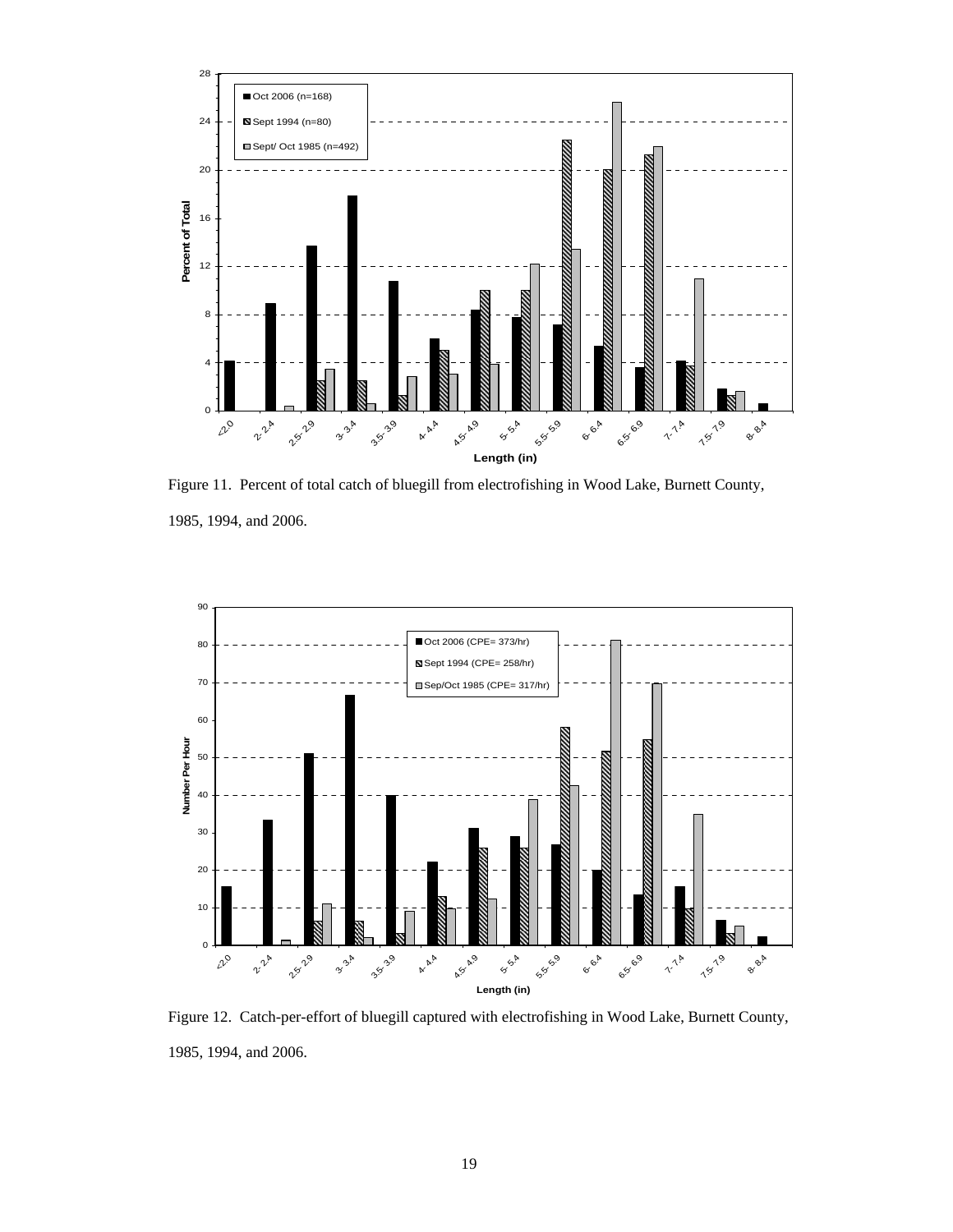Figure 11. Percent of total catch of bluegill from electrofishing in Wood Lake, Burnett County, 1985, 1994, and 2006.

Figure 12. Catch-per-effort of bluegill captured with electrofishing in Wood Lake, Burnett County, 1985, 1994, and 2006.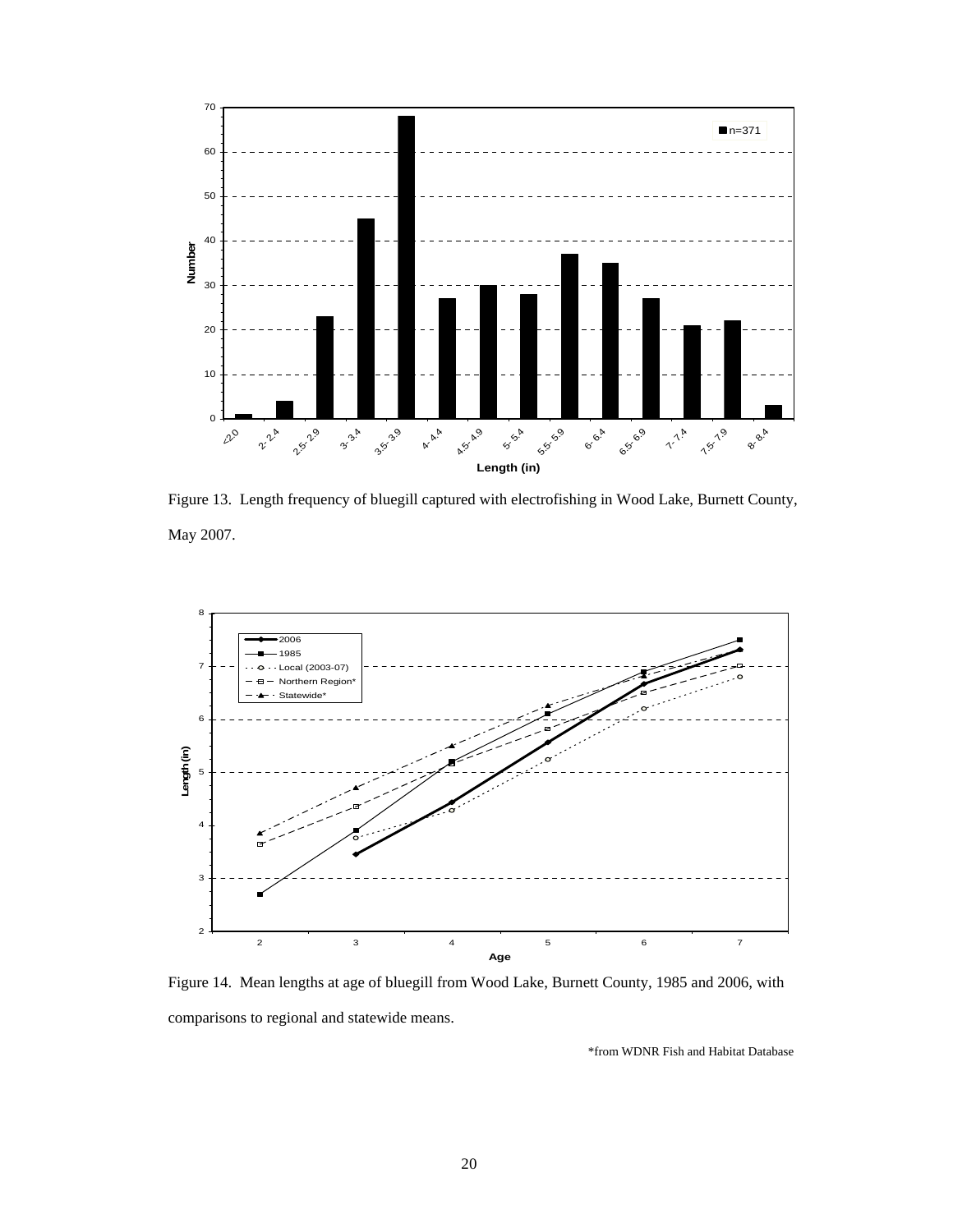70
60
50
40
30
20
10
0

Number

n=371

<2.0
2-2.4
2.5-2.9
3-3.4
3.5-3.9
4-4.4
4.5-4.9
5-5.4
5.5-5.9
6-6.4
6.5-6.9
7-7.4
7.5-7.9
8-8.4

Length (in)

Figure 13. Length frequency of bluegill captured with electrofishing in Wood Lake, Burnett County, May 2007.

8
7
6
5
4
3
2

Length (in)

2006
1985
Local (2003-07)
Northern Region*
Statewide*

2
3
4
5
6
7

Age

Figure 14. Mean lengths at age of bluegill from Wood Lake, Burnett County, 1985 and 2006, with comparisons to regional and statewide means.

*from WDNR Fish and Habitat Database